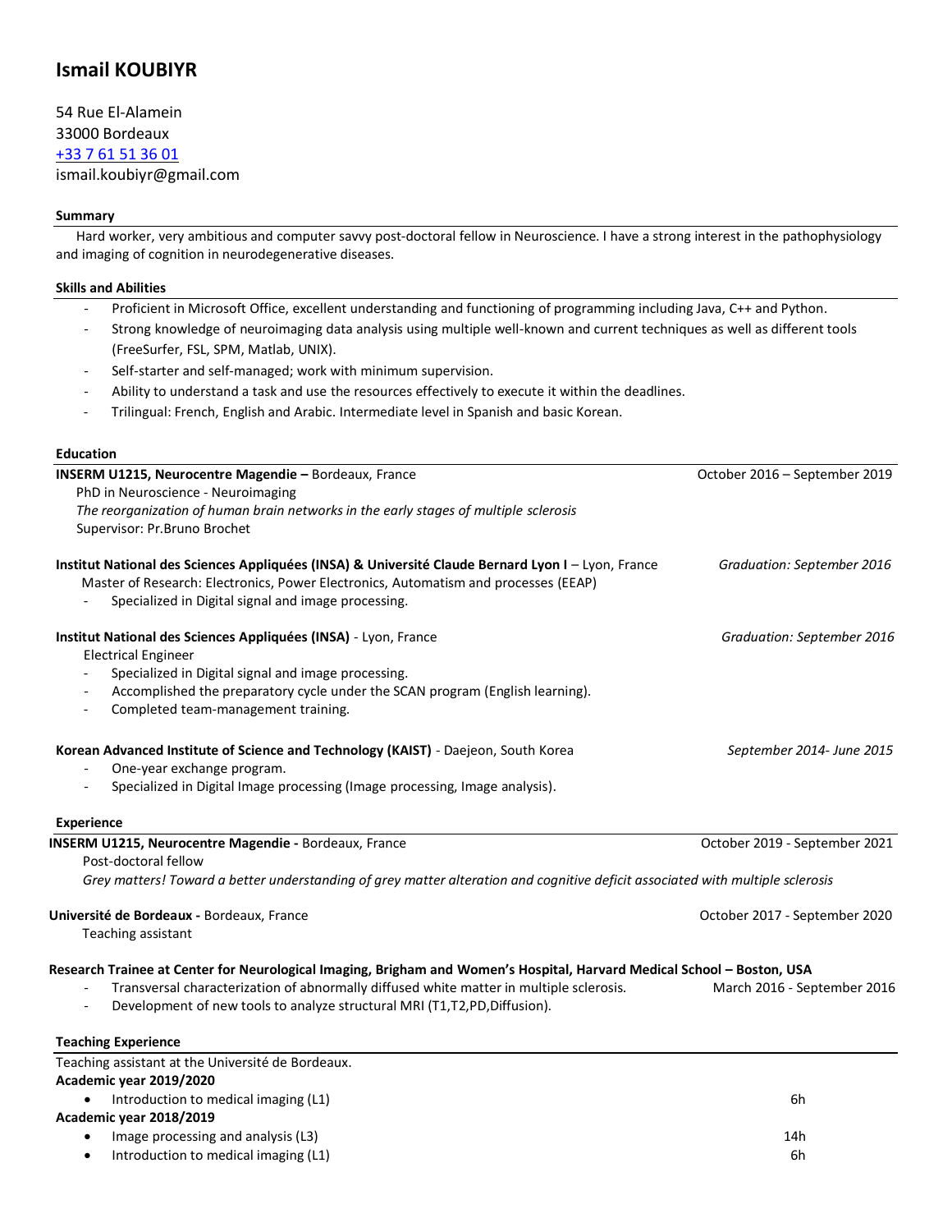# Ismail KOUBIYR

54 Rue El-Alamein
33000 Bordeaux
+33 7 61 51 36 01
ismail.koubiyr@gmail.com

## Summary

Hard worker, very ambitious and computer savvy post-doctoral fellow in Neuroscience. I have a strong interest in the pathophysiology and imaging of cognition in neurodegenerative diseases.

## Skills and Abilities

- Proficient in Microsoft Office, excellent understanding and functioning of programming including Java, C++ and Python.
- Strong knowledge of neuroimaging data analysis using multiple well-known and current techniques as well as different tools (FreeSurfer, FSL, SPM, Matlab, UNIX).
- Self-starter and self-managed; work with minimum supervision.
- Ability to understand a task and use the resources effectively to execute it within the deadlines.
- Trilingual: French, English and Arabic. Intermediate level in Spanish and basic Korean.

## Education

**INSERM U1215, Neurocentre Magendie –** Bordeaux, France — October 2016 – September 2019
PhD in Neuroscience - Neuroimaging
*The reorganization of human brain networks in the early stages of multiple sclerosis*
Supervisor: Pr.Bruno Brochet

**Institut National des Sciences Appliquées (INSA) & Université Claude Bernard Lyon I** – Lyon, France — *Graduation: September 2016*
Master of Research: Electronics, Power Electronics, Automatism and processes (EEAP)
- Specialized in Digital signal and image processing.

**Institut National des Sciences Appliquées (INSA)** - Lyon, France — *Graduation: September 2016*
Electrical Engineer
- Specialized in Digital signal and image processing.
- Accomplished the preparatory cycle under the SCAN program (English learning).
- Completed team-management training.

**Korean Advanced Institute of Science and Technology (KAIST)** - Daejeon, South Korea — *September 2014- June 2015*
- One-year exchange program.
- Specialized in Digital Image processing (Image processing, Image analysis).

## Experience

**INSERM U1215, Neurocentre Magendie -** Bordeaux, France — October 2019 - September 2021
Post-doctoral fellow
*Grey matters! Toward a better understanding of grey matter alteration and cognitive deficit associated with multiple sclerosis*

**Université de Bordeaux -** Bordeaux, France — October 2017 - September 2020
Teaching assistant

**Research Trainee at Center for Neurological Imaging, Brigham and Women's Hospital, Harvard Medical School – Boston, USA** — March 2016 - September 2016
- Transversal characterization of abnormally diffused white matter in multiple sclerosis.
- Development of new tools to analyze structural MRI (T1,T2,PD,Diffusion).

## Teaching Experience

Teaching assistant at the Université de Bordeaux.

**Academic year 2019/2020**
- Introduction to medical imaging (L1) — 6h

**Academic year 2018/2019**
- Image processing and analysis (L3) — 14h
- Introduction to medical imaging (L1) — 6h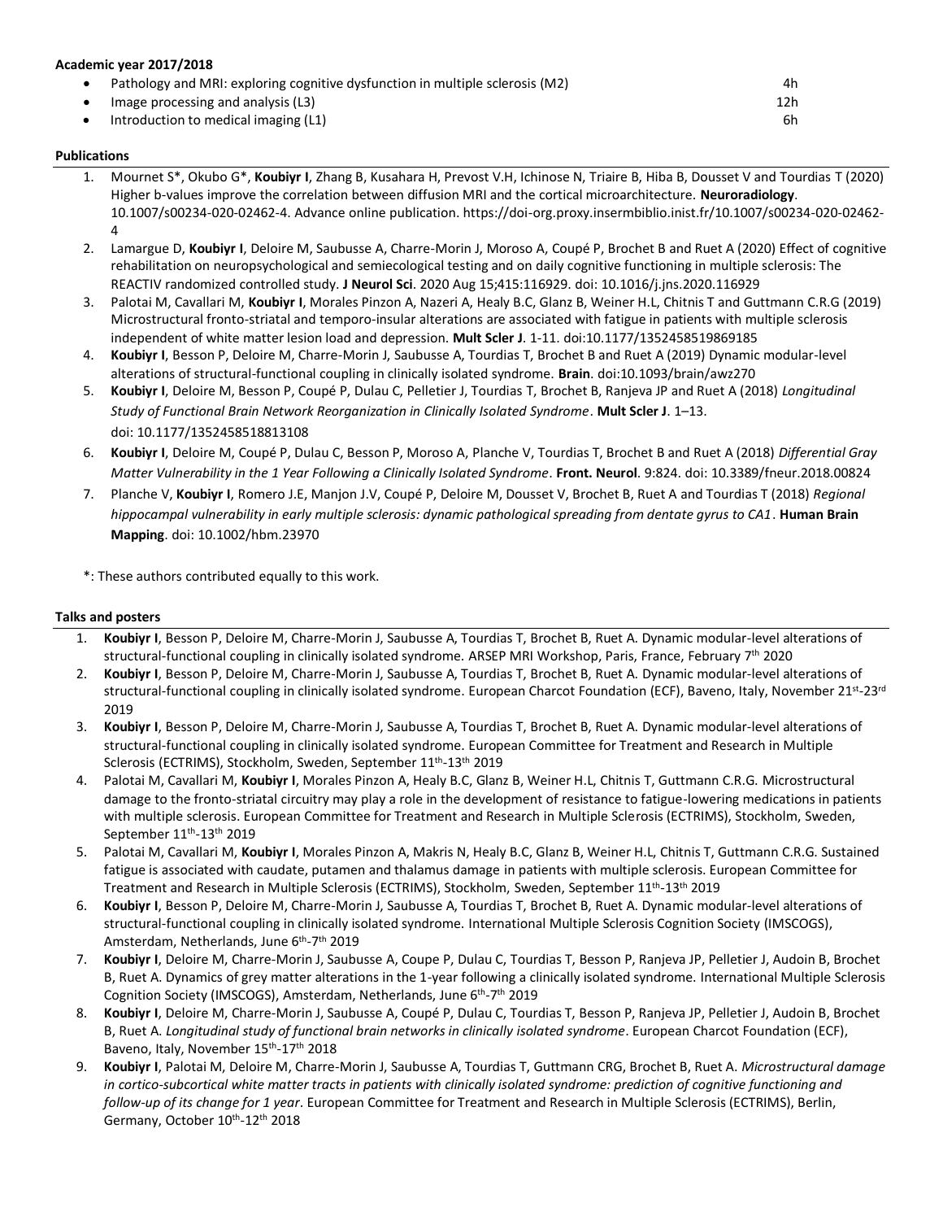**Academic year 2017/2018**

- Pathology and MRI: exploring cognitive dysfunction in multiple sclerosis (M2) 4h
- Image processing and analysis (L3) 12h
- Introduction to medical imaging (L1) 6h

**Publications**

1. Mournet S*, Okubo G*, **Koubiyr I**, Zhang B, Kusahara H, Prevost V.H, Ichinose N, Triaire B, Hiba B, Dousset V and Tourdias T (2020) Higher b-values improve the correlation between diffusion MRI and the cortical microarchitecture. **Neuroradiology**. 10.1007/s00234-020-02462-4. Advance online publication. https://doi-org.proxy.insermbiblio.inist.fr/10.1007/s00234-020-02462-4
2. Lamargue D, **Koubiyr I**, Deloire M, Saubusse A, Charre-Morin J, Moroso A, Coupé P, Brochet B and Ruet A (2020) Effect of cognitive rehabilitation on neuropsychological and semiecological testing and on daily cognitive functioning in multiple sclerosis: The REACTIV randomized controlled study. **J Neurol Sci**. 2020 Aug 15;415:116929. doi: 10.1016/j.jns.2020.116929
3. Palotai M, Cavallari M, **Koubiyr I**, Morales Pinzon A, Nazeri A, Healy B.C, Glanz B, Weiner H.L, Chitnis T and Guttmann C.R.G (2019) Microstructural fronto-striatal and temporo-insular alterations are associated with fatigue in patients with multiple sclerosis independent of white matter lesion load and depression. **Mult Scler J**. 1-11. doi:10.1177/1352458519869185
4. **Koubiyr I**, Besson P, Deloire M, Charre-Morin J, Saubusse A, Tourdias T, Brochet B and Ruet A (2019) Dynamic modular-level alterations of structural-functional coupling in clinically isolated syndrome. **Brain**. doi:10.1093/brain/awz270
5. **Koubiyr I**, Deloire M, Besson P, Coupé P, Dulau C, Pelletier J, Tourdias T, Brochet B, Ranjeva JP and Ruet A (2018) *Longitudinal Study of Functional Brain Network Reorganization in Clinically Isolated Syndrome*. **Mult Scler J**. 1–13. doi: 10.1177/1352458518813108
6. **Koubiyr I**, Deloire M, Coupé P, Dulau C, Besson P, Moroso A, Planche V, Tourdias T, Brochet B and Ruet A (2018) *Differential Gray Matter Vulnerability in the 1 Year Following a Clinically Isolated Syndrome*. **Front. Neurol**. 9:824. doi: 10.3389/fneur.2018.00824
7. Planche V, **Koubiyr I**, Romero J.E, Manjon J.V, Coupé P, Deloire M, Dousset V, Brochet B, Ruet A and Tourdias T (2018) *Regional hippocampal vulnerability in early multiple sclerosis: dynamic pathological spreading from dentate gyrus to CA1*. **Human Brain Mapping**. doi: 10.1002/hbm.23970

*: These authors contributed equally to this work.

**Talks and posters**

1. **Koubiyr I**, Besson P, Deloire M, Charre-Morin J, Saubusse A, Tourdias T, Brochet B, Ruet A. Dynamic modular-level alterations of structural-functional coupling in clinically isolated syndrome. ARSEP MRI Workshop, Paris, France, February 7th 2020
2. **Koubiyr I**, Besson P, Deloire M, Charre-Morin J, Saubusse A, Tourdias T, Brochet B, Ruet A. Dynamic modular-level alterations of structural-functional coupling in clinically isolated syndrome. European Charcot Foundation (ECF), Baveno, Italy, November 21st-23rd 2019
3. **Koubiyr I**, Besson P, Deloire M, Charre-Morin J, Saubusse A, Tourdias T, Brochet B, Ruet A. Dynamic modular-level alterations of structural-functional coupling in clinically isolated syndrome. European Committee for Treatment and Research in Multiple Sclerosis (ECTRIMS), Stockholm, Sweden, September 11th-13th 2019
4. Palotai M, Cavallari M, **Koubiyr I**, Morales Pinzon A, Healy B.C, Glanz B, Weiner H.L, Chitnis T, Guttmann C.R.G. Microstructural damage to the fronto-striatal circuitry may play a role in the development of resistance to fatigue-lowering medications in patients with multiple sclerosis. European Committee for Treatment and Research in Multiple Sclerosis (ECTRIMS), Stockholm, Sweden, September 11th-13th 2019
5. Palotai M, Cavallari M, **Koubiyr I**, Morales Pinzon A, Makris N, Healy B.C, Glanz B, Weiner H.L, Chitnis T, Guttmann C.R.G. Sustained fatigue is associated with caudate, putamen and thalamus damage in patients with multiple sclerosis. European Committee for Treatment and Research in Multiple Sclerosis (ECTRIMS), Stockholm, Sweden, September 11th-13th 2019
6. **Koubiyr I**, Besson P, Deloire M, Charre-Morin J, Saubusse A, Tourdias T, Brochet B, Ruet A. Dynamic modular-level alterations of structural-functional coupling in clinically isolated syndrome. International Multiple Sclerosis Cognition Society (IMSCOGS), Amsterdam, Netherlands, June 6th-7th 2019
7. **Koubiyr I**, Deloire M, Charre-Morin J, Saubusse A, Coupe P, Dulau C, Tourdias T, Besson P, Ranjeva JP, Pelletier J, Audoin B, Brochet B, Ruet A. Dynamics of grey matter alterations in the 1-year following a clinically isolated syndrome. International Multiple Sclerosis Cognition Society (IMSCOGS), Amsterdam, Netherlands, June 6th-7th 2019
8. **Koubiyr I**, Deloire M, Charre-Morin J, Saubusse A, Coupé P, Dulau C, Tourdias T, Besson P, Ranjeva JP, Pelletier J, Audoin B, Brochet B, Ruet A. *Longitudinal study of functional brain networks in clinically isolated syndrome*. European Charcot Foundation (ECF), Baveno, Italy, November 15th-17th 2018
9. **Koubiyr I**, Palotai M, Deloire M, Charre-Morin J, Saubusse A, Tourdias T, Guttmann CRG, Brochet B, Ruet A. *Microstructural damage in cortico-subcortical white matter tracts in patients with clinically isolated syndrome: prediction of cognitive functioning and follow-up of its change for 1 year*. European Committee for Treatment and Research in Multiple Sclerosis (ECTRIMS), Berlin, Germany, October 10th-12th 2018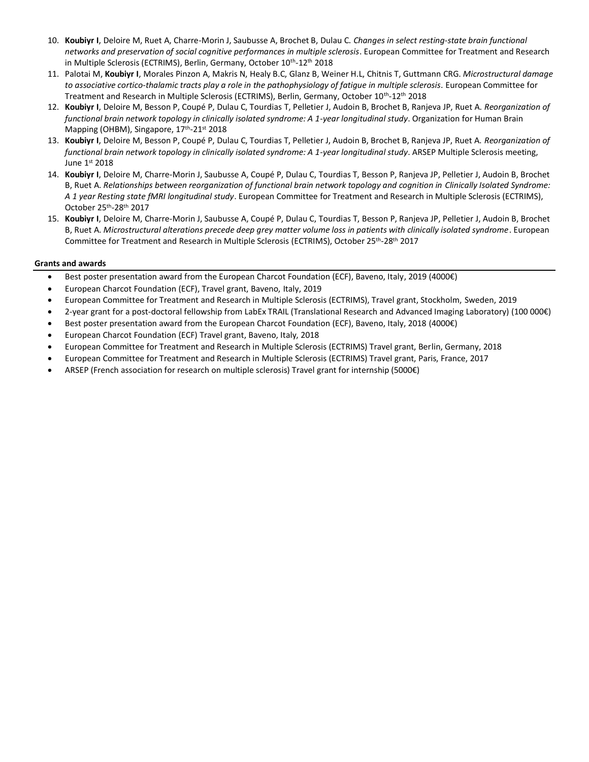10. **Koubiyr I**, Deloire M, Ruet A, Charre-Morin J, Saubusse A, Brochet B, Dulau C. *Changes in select resting-state brain functional networks and preservation of social cognitive performances in multiple sclerosis*. European Committee for Treatment and Research in Multiple Sclerosis (ECTRIMS), Berlin, Germany, October 10th-12th 2018
11. Palotai M, **Koubiyr I**, Morales Pinzon A, Makris N, Healy B.C, Glanz B, Weiner H.L, Chitnis T, Guttmann CRG. *Microstructural damage to associative cortico-thalamic tracts play a role in the pathophysiology of fatigue in multiple sclerosis*. European Committee for Treatment and Research in Multiple Sclerosis (ECTRIMS), Berlin, Germany, October 10th-12th 2018
12. **Koubiyr I**, Deloire M, Besson P, Coupé P, Dulau C, Tourdias T, Pelletier J, Audoin B, Brochet B, Ranjeva JP, Ruet A. *Reorganization of functional brain network topology in clinically isolated syndrome: A 1-year longitudinal study*. Organization for Human Brain Mapping (OHBM), Singapore, 17th-21st 2018
13. **Koubiyr I**, Deloire M, Besson P, Coupé P, Dulau C, Tourdias T, Pelletier J, Audoin B, Brochet B, Ranjeva JP, Ruet A. *Reorganization of functional brain network topology in clinically isolated syndrome: A 1-year longitudinal study*. ARSEP Multiple Sclerosis meeting, June 1st 2018
14. **Koubiyr I**, Deloire M, Charre-Morin J, Saubusse A, Coupé P, Dulau C, Tourdias T, Besson P, Ranjeva JP, Pelletier J, Audoin B, Brochet B, Ruet A. *Relationships between reorganization of functional brain network topology and cognition in Clinically Isolated Syndrome: A 1 year Resting state fMRI longitudinal study*. European Committee for Treatment and Research in Multiple Sclerosis (ECTRIMS), October 25th-28th 2017
15. **Koubiyr I**, Deloire M, Charre-Morin J, Saubusse A, Coupé P, Dulau C, Tourdias T, Besson P, Ranjeva JP, Pelletier J, Audoin B, Brochet B, Ruet A. *Microstructural alterations precede deep grey matter volume loss in patients with clinically isolated syndrome*. European Committee for Treatment and Research in Multiple Sclerosis (ECTRIMS), October 25th-28th 2017

**Grants and awards**

- Best poster presentation award from the European Charcot Foundation (ECF), Baveno, Italy, 2019 (4000€)
- European Charcot Foundation (ECF), Travel grant, Baveno, Italy, 2019
- European Committee for Treatment and Research in Multiple Sclerosis (ECTRIMS), Travel grant, Stockholm, Sweden, 2019
- 2-year grant for a post-doctoral fellowship from LabEx TRAIL (Translational Research and Advanced Imaging Laboratory) (100 000€)
- Best poster presentation award from the European Charcot Foundation (ECF), Baveno, Italy, 2018 (4000€)
- European Charcot Foundation (ECF) Travel grant, Baveno, Italy, 2018
- European Committee for Treatment and Research in Multiple Sclerosis (ECTRIMS) Travel grant, Berlin, Germany, 2018
- European Committee for Treatment and Research in Multiple Sclerosis (ECTRIMS) Travel grant, Paris, France, 2017
- ARSEP (French association for research on multiple sclerosis) Travel grant for internship (5000€)